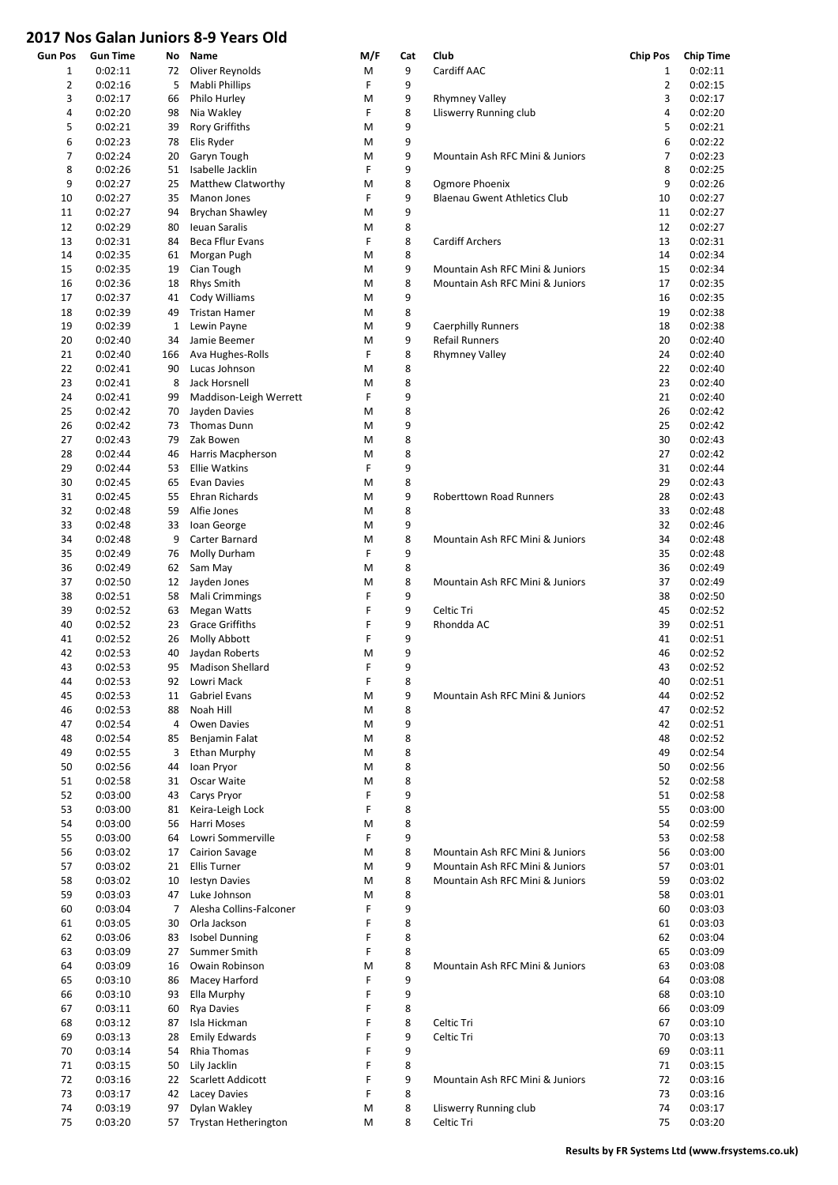# 2017 Nos Galan Juniors 8-9 Years Old

| Gun Pos | Gun Time | No | Name | M/F | Cat | Club | Chip Pos | Chip Time |
|---|---|---|---|---|---|---|---|---|
| 1 | 0:02:11 | 72 | Oliver Reynolds | M | 9 | Cardiff AAC | 1 | 0:02:11 |
| 2 | 0:02:16 | 5 | Mabli Phillips | F | 9 | | 2 | 0:02:15 |
| 3 | 0:02:17 | 66 | Philo Hurley | M | 9 | Rhymney Valley | 3 | 0:02:17 |
| 4 | 0:02:20 | 98 | Nia Wakley | F | 8 | Lliswerry Running club | 4 | 0:02:20 |
| 5 | 0:02:21 | 39 | Rory Griffiths | M | 9 | | 5 | 0:02:21 |
| 6 | 0:02:23 | 78 | Elis Ryder | M | 9 | | 6 | 0:02:22 |
| 7 | 0:02:24 | 20 | Garyn Tough | M | 9 | Mountain Ash RFC Mini & Juniors | 7 | 0:02:23 |
| 8 | 0:02:26 | 51 | Isabelle Jacklin | F | 9 | | 8 | 0:02:25 |
| 9 | 0:02:27 | 25 | Matthew Clatworthy | M | 8 | Ogmore Phoenix | 9 | 0:02:26 |
| 10 | 0:02:27 | 35 | Manon Jones | F | 9 | Blaenau Gwent Athletics Club | 10 | 0:02:27 |
| 11 | 0:02:27 | 94 | Brychan Shawley | M | 9 | | 11 | 0:02:27 |
| 12 | 0:02:29 | 80 | Ieuan Saralis | M | 8 | | 12 | 0:02:27 |
| 13 | 0:02:31 | 84 | Beca Fflur Evans | F | 8 | Cardiff Archers | 13 | 0:02:31 |
| 14 | 0:02:35 | 61 | Morgan Pugh | M | 8 | | 14 | 0:02:34 |
| 15 | 0:02:35 | 19 | Cian Tough | M | 9 | Mountain Ash RFC Mini & Juniors | 15 | 0:02:34 |
| 16 | 0:02:36 | 18 | Rhys Smith | M | 8 | Mountain Ash RFC Mini & Juniors | 17 | 0:02:35 |
| 17 | 0:02:37 | 41 | Cody Williams | M | 9 | | 16 | 0:02:35 |
| 18 | 0:02:39 | 49 | Tristan Hamer | M | 8 | | 19 | 0:02:38 |
| 19 | 0:02:39 | 1 | Lewin Payne | M | 9 | Caerphilly Runners | 18 | 0:02:38 |
| 20 | 0:02:40 | 34 | Jamie Beemer | M | 9 | Refail Runners | 20 | 0:02:40 |
| 21 | 0:02:40 | 166 | Ava Hughes-Rolls | F | 8 | Rhymney Valley | 24 | 0:02:40 |
| 22 | 0:02:41 | 90 | Lucas Johnson | M | 8 | | 22 | 0:02:40 |
| 23 | 0:02:41 | 8 | Jack Horsnell | M | 8 | | 23 | 0:02:40 |
| 24 | 0:02:41 | 99 | Maddison-Leigh Werrett | F | 9 | | 21 | 0:02:40 |
| 25 | 0:02:42 | 70 | Jayden Davies | M | 8 | | 26 | 0:02:42 |
| 26 | 0:02:42 | 73 | Thomas Dunn | M | 9 | | 25 | 0:02:42 |
| 27 | 0:02:43 | 79 | Zak Bowen | M | 8 | | 30 | 0:02:43 |
| 28 | 0:02:44 | 46 | Harris Macpherson | M | 8 | | 27 | 0:02:42 |
| 29 | 0:02:44 | 53 | Ellie Watkins | F | 9 | | 31 | 0:02:44 |
| 30 | 0:02:45 | 65 | Evan Davies | M | 8 | | 29 | 0:02:43 |
| 31 | 0:02:45 | 55 | Ehran Richards | M | 9 | Roberttown Road Runners | 28 | 0:02:43 |
| 32 | 0:02:48 | 59 | Alfie Jones | M | 8 | | 33 | 0:02:48 |
| 33 | 0:02:48 | 33 | Ioan George | M | 9 | | 32 | 0:02:46 |
| 34 | 0:02:48 | 9 | Carter Barnard | M | 8 | Mountain Ash RFC Mini & Juniors | 34 | 0:02:48 |
| 35 | 0:02:49 | 76 | Molly Durham | F | 9 | | 35 | 0:02:48 |
| 36 | 0:02:49 | 62 | Sam May | M | 8 | | 36 | 0:02:49 |
| 37 | 0:02:50 | 12 | Jayden Jones | M | 8 | Mountain Ash RFC Mini & Juniors | 37 | 0:02:49 |
| 38 | 0:02:51 | 58 | Mali Crimmings | F | 9 | | 38 | 0:02:50 |
| 39 | 0:02:52 | 63 | Megan Watts | F | 9 | Celtic Tri | 45 | 0:02:52 |
| 40 | 0:02:52 | 23 | Grace Griffiths | F | 9 | Rhondda AC | 39 | 0:02:51 |
| 41 | 0:02:52 | 26 | Molly Abbott | F | 9 | | 41 | 0:02:51 |
| 42 | 0:02:53 | 40 | Jaydan Roberts | M | 9 | | 46 | 0:02:52 |
| 43 | 0:02:53 | 95 | Madison Shellard | F | 9 | | 43 | 0:02:52 |
| 44 | 0:02:53 | 92 | Lowri Mack | F | 8 | | 40 | 0:02:51 |
| 45 | 0:02:53 | 11 | Gabriel Evans | M | 9 | Mountain Ash RFC Mini & Juniors | 44 | 0:02:52 |
| 46 | 0:02:53 | 88 | Noah Hill | M | 8 | | 47 | 0:02:52 |
| 47 | 0:02:54 | 4 | Owen Davies | M | 9 | | 42 | 0:02:51 |
| 48 | 0:02:54 | 85 | Benjamin Falat | M | 8 | | 48 | 0:02:52 |
| 49 | 0:02:55 | 3 | Ethan Murphy | M | 8 | | 49 | 0:02:54 |
| 50 | 0:02:56 | 44 | Ioan Pryor | M | 8 | | 50 | 0:02:56 |
| 51 | 0:02:58 | 31 | Oscar Waite | M | 8 | | 52 | 0:02:58 |
| 52 | 0:03:00 | 43 | Carys Pryor | F | 9 | | 51 | 0:02:58 |
| 53 | 0:03:00 | 81 | Keira-Leigh Lock | F | 8 | | 55 | 0:03:00 |
| 54 | 0:03:00 | 56 | Harri Moses | M | 8 | | 54 | 0:02:59 |
| 55 | 0:03:00 | 64 | Lowri Sommerville | F | 9 | | 53 | 0:02:58 |
| 56 | 0:03:02 | 17 | Cairion Savage | M | 8 | Mountain Ash RFC Mini & Juniors | 56 | 0:03:00 |
| 57 | 0:03:02 | 21 | Ellis Turner | M | 9 | Mountain Ash RFC Mini & Juniors | 57 | 0:03:01 |
| 58 | 0:03:02 | 10 | Iestyn Davies | M | 8 | Mountain Ash RFC Mini & Juniors | 59 | 0:03:02 |
| 59 | 0:03:03 | 47 | Luke Johnson | M | 8 | | 58 | 0:03:01 |
| 60 | 0:03:04 | 7 | Alesha Collins-Falconer | F | 9 | | 60 | 0:03:03 |
| 61 | 0:03:05 | 30 | Orla Jackson | F | 8 | | 61 | 0:03:03 |
| 62 | 0:03:06 | 83 | Isobel Dunning | F | 8 | | 62 | 0:03:04 |
| 63 | 0:03:09 | 27 | Summer Smith | F | 8 | | 65 | 0:03:09 |
| 64 | 0:03:09 | 16 | Owain Robinson | M | 8 | Mountain Ash RFC Mini & Juniors | 63 | 0:03:08 |
| 65 | 0:03:10 | 86 | Macey Harford | F | 9 | | 64 | 0:03:08 |
| 66 | 0:03:10 | 93 | Ella Murphy | F | 9 | | 68 | 0:03:10 |
| 67 | 0:03:11 | 60 | Rya Davies | F | 8 | | 66 | 0:03:09 |
| 68 | 0:03:12 | 87 | Isla Hickman | F | 8 | Celtic Tri | 67 | 0:03:10 |
| 69 | 0:03:13 | 28 | Emily Edwards | F | 9 | Celtic Tri | 70 | 0:03:13 |
| 70 | 0:03:14 | 54 | Rhia Thomas | F | 9 | | 69 | 0:03:11 |
| 71 | 0:03:15 | 50 | Lily Jacklin | F | 8 | | 71 | 0:03:15 |
| 72 | 0:03:16 | 22 | Scarlett Addicott | F | 9 | Mountain Ash RFC Mini & Juniors | 72 | 0:03:16 |
| 73 | 0:03:17 | 42 | Lacey Davies | F | 8 | | 73 | 0:03:16 |
| 74 | 0:03:19 | 97 | Dylan Wakley | M | 8 | Lliswerry Running club | 74 | 0:03:17 |
| 75 | 0:03:20 | 57 | Trystan Hetherington | M | 8 | Celtic Tri | 75 | 0:03:20 |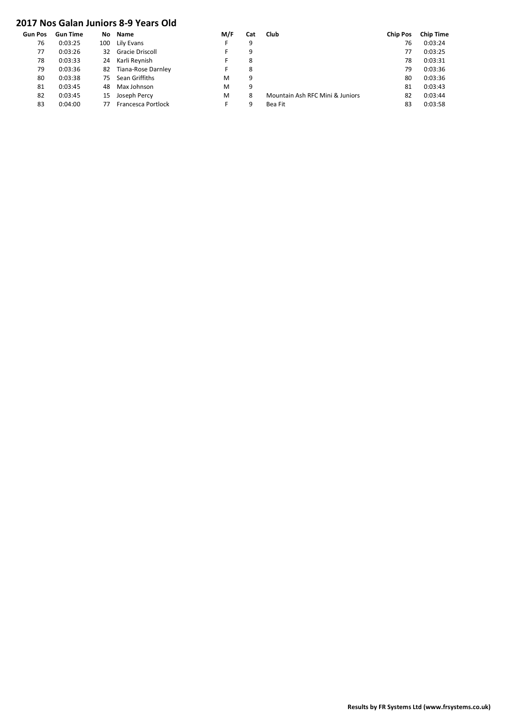# 2017 Nos Galan Juniors 8-9 Years Old

| Gun Pos | Gun Time | No | Name | M/F | Cat | Club | Chip Pos | Chip Time |
|---|---|---|---|---|---|---|---|---|
| 76 | 0:03:25 | 100 | Lily Evans | F | 9 | | 76 | 0:03:24 |
| 77 | 0:03:26 | 32 | Gracie Driscoll | F | 9 | | 77 | 0:03:25 |
| 78 | 0:03:33 | 24 | Karli Reynish | F | 8 | | 78 | 0:03:31 |
| 79 | 0:03:36 | 82 | Tiana-Rose Darnley | F | 8 | | 79 | 0:03:36 |
| 80 | 0:03:38 | 75 | Sean Griffiths | M | 9 | | 80 | 0:03:36 |
| 81 | 0:03:45 | 48 | Max Johnson | M | 9 | | 81 | 0:03:43 |
| 82 | 0:03:45 | 15 | Joseph Percy | M | 8 | Mountain Ash RFC Mini & Juniors | 82 | 0:03:44 |
| 83 | 0:04:00 | 77 | Francesca Portlock | F | 9 | Bea Fit | 83 | 0:03:58 |

**Results by FR Systems Ltd (www.frsystems.co.uk)**